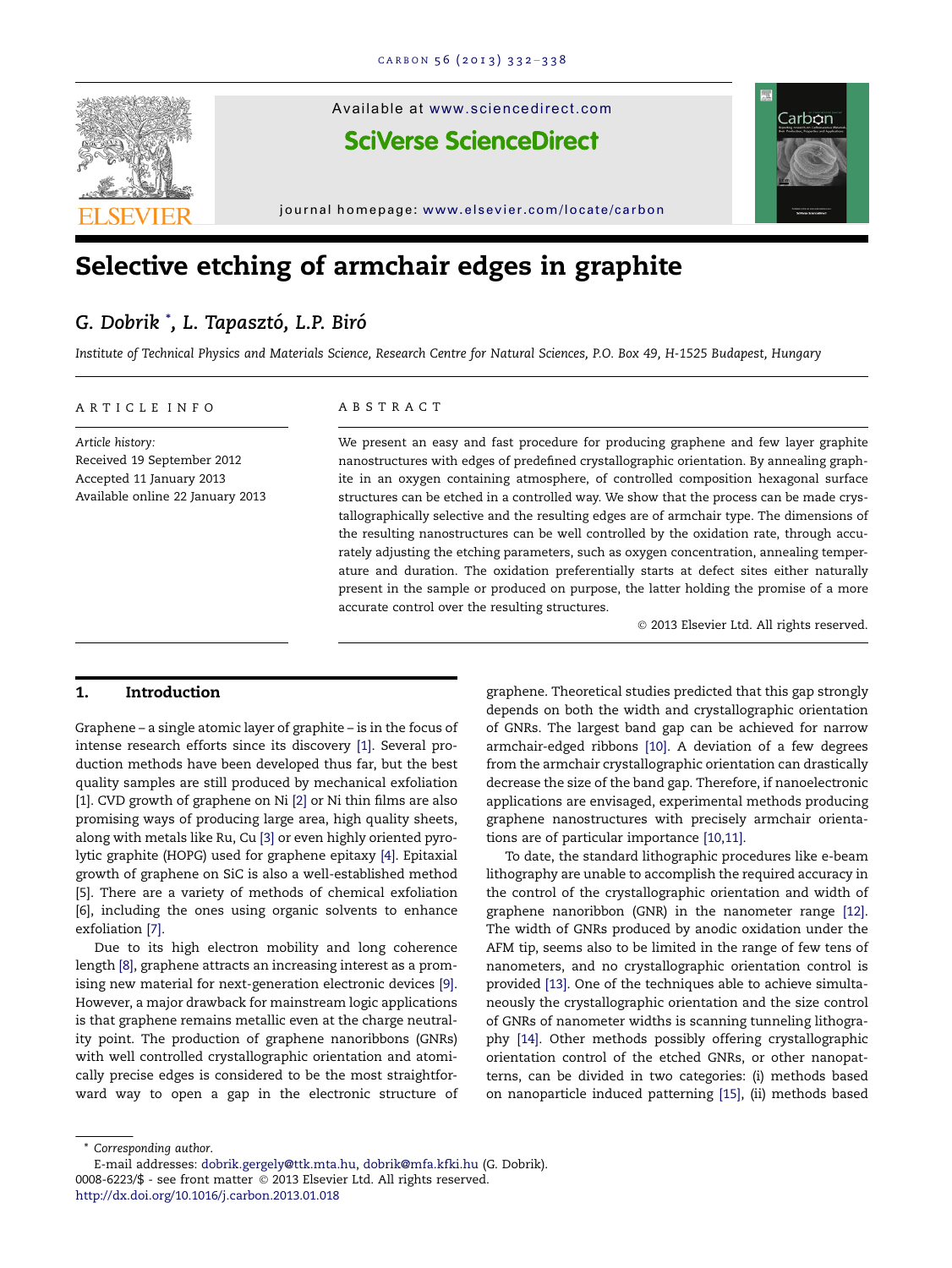# Selective etching of armchair edges in graphite

**G. Dobrik** *, **L. Tapasztó, L.P. Biró**

*Institute of Technical Physics and Materials Science, Research Centre for Natural Sciences, P.O. Box 49, H-1525 Budapest, Hungary*

ARTICLE INFO

*Article history:*
Received 19 September 2012
Accepted 11 January 2013
Available online 22 January 2013

ABSTRACT

We present an easy and fast procedure for producing graphene and few layer graphite nanostructures with edges of predefined crystallographic orientation. By annealing graphite in an oxygen containing atmosphere, of controlled composition hexagonal surface structures can be etched in a controlled way. We show that the process can be made crystallographically selective and the resulting edges are of armchair type. The dimensions of the resulting nanostructures can be well controlled by the oxidation rate, through accurately adjusting the etching parameters, such as oxygen concentration, annealing temperature and duration. The oxidation preferentially starts at defect sites either naturally present in the sample or produced on purpose, the latter holding the promise of a more accurate control over the resulting structures.

© 2013 Elsevier Ltd. All rights reserved.

## 1. Introduction

Graphene – a single atomic layer of graphite – is in the focus of intense research efforts since its discovery [1]. Several production methods have been developed thus far, but the best quality samples are still produced by mechanical exfoliation [1]. CVD growth of graphene on Ni [2] or Ni thin films are also promising ways of producing large area, high quality sheets, along with metals like Ru, Cu [3] or even highly oriented pyrolytic graphite (HOPG) used for graphene epitaxy [4]. Epitaxial growth of graphene on SiC is also a well-established method [5]. There are a variety of methods of chemical exfoliation [6], including the ones using organic solvents to enhance exfoliation [7].

Due to its high electron mobility and long coherence length [8], graphene attracts an increasing interest as a promising new material for next-generation electronic devices [9]. However, a major drawback for mainstream logic applications is that graphene remains metallic even at the charge neutrality point. The production of graphene nanoribbons (GNRs) with well controlled crystallographic orientation and atomically precise edges is considered to be the most straightforward way to open a gap in the electronic structure of graphene. Theoretical studies predicted that this gap strongly depends on both the width and crystallographic orientation of GNRs. The largest band gap can be achieved for narrow armchair-edged ribbons [10]. A deviation of a few degrees from the armchair crystallographic orientation can drastically decrease the size of the band gap. Therefore, if nanoelectronic applications are envisaged, experimental methods producing graphene nanostructures with precisely armchair orientations are of particular importance [10,11].

To date, the standard lithographic procedures like e-beam lithography are unable to accomplish the required accuracy in the control of the crystallographic orientation and width of graphene nanoribbon (GNR) in the nanometer range [12]. The width of GNRs produced by anodic oxidation under the AFM tip, seems also to be limited in the range of few tens of nanometers, and no crystallographic orientation control is provided [13]. One of the techniques able to achieve simultaneously the crystallographic orientation and the size control of GNRs of nanometer widths is scanning tunneling lithography [14]. Other methods possibly offering crystallographic orientation control of the etched GNRs, or other nanopatterns, can be divided in two categories: (i) methods based on nanoparticle induced patterning [15], (ii) methods based

\* Corresponding author.
E-mail addresses: dobrik.gergely@ttk.mta.hu, dobrik@mfa.kfki.hu (G. Dobrik).
0008-6223/$ - see front matter © 2013 Elsevier Ltd. All rights reserved.
http://dx.doi.org/10.1016/j.carbon.2013.01.018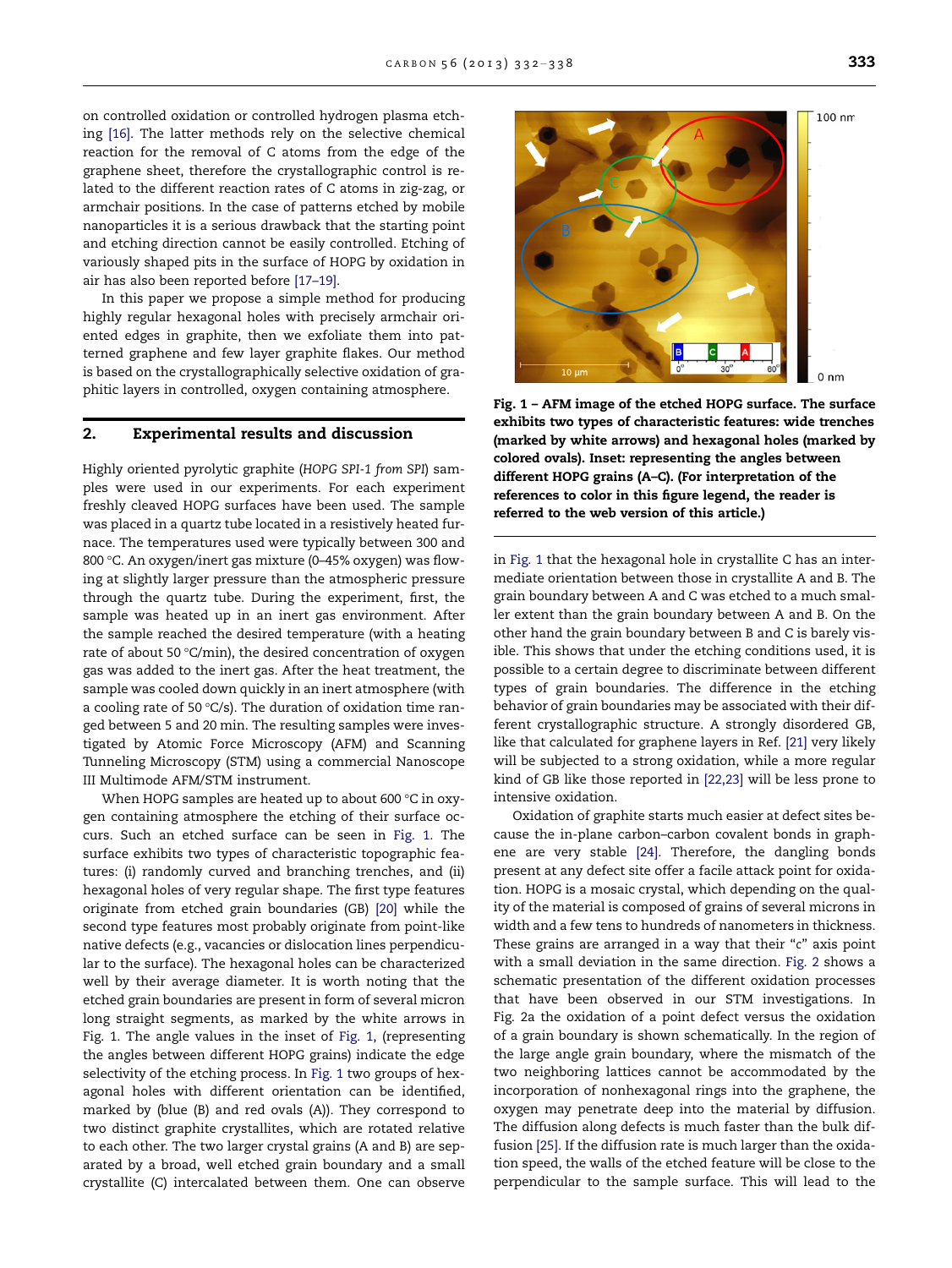on controlled oxidation or controlled hydrogen plasma etching [16]. The latter methods rely on the selective chemical reaction for the removal of C atoms from the edge of the graphene sheet, therefore the crystallographic control is related to the different reaction rates of C atoms in zig-zag, or armchair positions. In the case of patterns etched by mobile nanoparticles it is a serious drawback that the starting point and etching direction cannot be easily controlled. Etching of variously shaped pits in the surface of HOPG by oxidation in air has also been reported before [17–19].

In this paper we propose a simple method for producing highly regular hexagonal holes with precisely armchair oriented edges in graphite, then we exfoliate them into patterned graphene and few layer graphite flakes. Our method is based on the crystallographically selective oxidation of graphitic layers in controlled, oxygen containing atmosphere.

## 2. Experimental results and discussion

Highly oriented pyrolytic graphite (*HOPG SPI-1 from SPI*) samples were used in our experiments. For each experiment freshly cleaved HOPG surfaces have been used. The sample was placed in a quartz tube located in a resistively heated furnace. The temperatures used were typically between 300 and 800 °C. An oxygen/inert gas mixture (0–45% oxygen) was flowing at slightly larger pressure than the atmospheric pressure through the quartz tube. During the experiment, first, the sample was heated up in an inert gas environment. After the sample reached the desired temperature (with a heating rate of about 50 °C/min), the desired concentration of oxygen gas was added to the inert gas. After the heat treatment, the sample was cooled down quickly in an inert atmosphere (with a cooling rate of 50 °C/s). The duration of oxidation time ranged between 5 and 20 min. The resulting samples were investigated by Atomic Force Microscopy (AFM) and Scanning Tunneling Microscopy (STM) using a commercial Nanoscope III Multimode AFM/STM instrument.

When HOPG samples are heated up to about 600 °C in oxygen containing atmosphere the etching of their surface occurs. Such an etched surface can be seen in Fig. 1. The surface exhibits two types of characteristic topographic features: (i) randomly curved and branching trenches, and (ii) hexagonal holes of very regular shape. The first type features originate from etched grain boundaries (GB) [20] while the second type features most probably originate from point-like native defects (e.g., vacancies or dislocation lines perpendicular to the surface). The hexagonal holes can be characterized well by their average diameter. It is worth noting that the etched grain boundaries are present in form of several micron long straight segments, as marked by the white arrows in Fig. 1. The angle values in the inset of Fig. 1, (representing the angles between different HOPG grains) indicate the edge selectivity of the etching process. In Fig. 1 two groups of hexagonal holes with different orientation can be identified, marked by (blue (B) and red ovals (A)). They correspond to two distinct graphite crystallites, which are rotated relative to each other. The two larger crystal grains (A and B) are separated by a broad, well etched grain boundary and a small crystallite (C) intercalated between them. One can observe

Fig. 1 – AFM image of the etched HOPG surface. The surface exhibits two types of characteristic features: wide trenches (marked by white arrows) and hexagonal holes (marked by colored ovals). Inset: representing the angles between different HOPG grains (A–C). (For interpretation of the references to color in this figure legend, the reader is referred to the web version of this article.)

in Fig. 1 that the hexagonal hole in crystallite C has an intermediate orientation between those in crystallite A and B. The grain boundary between A and C was etched to a much smaller extent than the grain boundary between A and B. On the other hand the grain boundary between B and C is barely visible. This shows that under the etching conditions used, it is possible to a certain degree to discriminate between different types of grain boundaries. The difference in the etching behavior of grain boundaries may be associated with their different crystallographic structure. A strongly disordered GB, like that calculated for graphene layers in Ref. [21] very likely will be subjected to a strong oxidation, while a more regular kind of GB like those reported in [22,23] will be less prone to intensive oxidation.

Oxidation of graphite starts much easier at defect sites because the in-plane carbon–carbon covalent bonds in graphene are very stable [24]. Therefore, the dangling bonds present at any defect site offer a facile attack point for oxidation. HOPG is a mosaic crystal, which depending on the quality of the material is composed of grains of several microns in width and a few tens to hundreds of nanometers in thickness. These grains are arranged in a way that their "c" axis point with a small deviation in the same direction. Fig. 2 shows a schematic presentation of the different oxidation processes that have been observed in our STM investigations. In Fig. 2a the oxidation of a point defect versus the oxidation of a grain boundary is shown schematically. In the region of the large angle grain boundary, where the mismatch of the two neighboring lattices cannot be accommodated by the incorporation of nonhexagonal rings into the graphene, the oxygen may penetrate deep into the material by diffusion. The diffusion along defects is much faster than the bulk diffusion [25]. If the diffusion rate is much larger than the oxidation speed, the walls of the etched feature will be close to the perpendicular to the sample surface. This will lead to the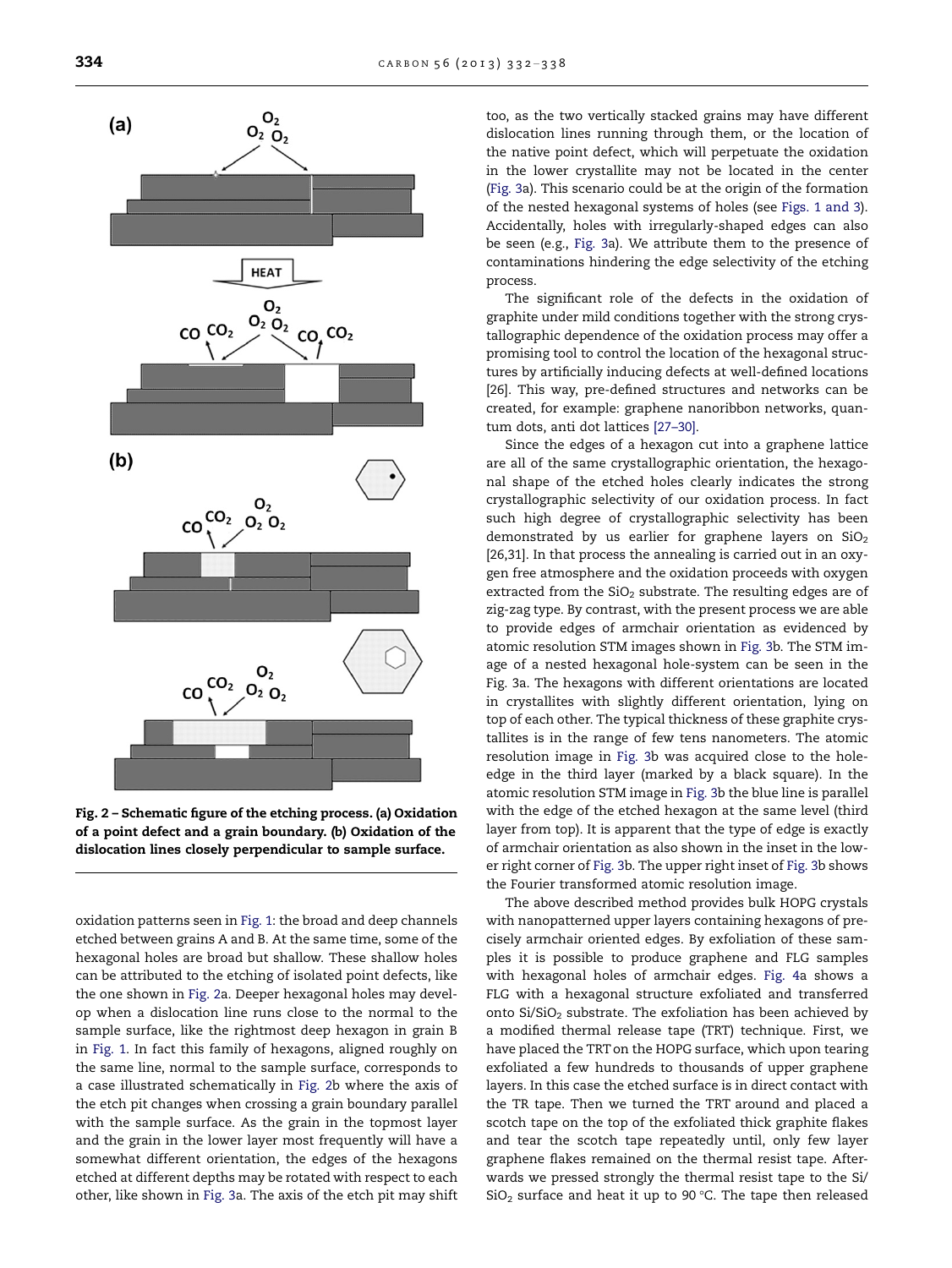Fig. 2 – Schematic figure of the etching process. (a) Oxidation of a point defect and a grain boundary. (b) Oxidation of the dislocation lines closely perpendicular to sample surface.

oxidation patterns seen in Fig. 1: the broad and deep channels etched between grains A and B. At the same time, some of the hexagonal holes are broad but shallow. These shallow holes can be attributed to the etching of isolated point defects, like the one shown in Fig. 2a. Deeper hexagonal holes may develop when a dislocation line runs close to the normal to the sample surface, like the rightmost deep hexagon in grain B in Fig. 1. In fact this family of hexagons, aligned roughly on the same line, normal to the sample surface, corresponds to a case illustrated schematically in Fig. 2b where the axis of the etch pit changes when crossing a grain boundary parallel with the sample surface. As the grain in the topmost layer and the grain in the lower layer most frequently will have a somewhat different orientation, the edges of the hexagons etched at different depths may be rotated with respect to each other, like shown in Fig. 3a. The axis of the etch pit may shift too, as the two vertically stacked grains may have different dislocation lines running through them, or the location of the native point defect, which will perpetuate the oxidation in the lower crystallite may not be located in the center (Fig. 3a). This scenario could be at the origin of the formation of the nested hexagonal systems of holes (see Figs. 1 and 3). Accidentally, holes with irregularly-shaped edges can also be seen (e.g., Fig. 3a). We attribute them to the presence of contaminations hindering the edge selectivity of the etching process.

The significant role of the defects in the oxidation of graphite under mild conditions together with the strong crystallographic dependence of the oxidation process may offer a promising tool to control the location of the hexagonal structures by artificially inducing defects at well-defined locations [26]. This way, pre-defined structures and networks can be created, for example: graphene nanoribbon networks, quantum dots, anti dot lattices [27–30].

Since the edges of a hexagon cut into a graphene lattice are all of the same crystallographic orientation, the hexagonal shape of the etched holes clearly indicates the strong crystallographic selectivity of our oxidation process. In fact such high degree of crystallographic selectivity has been demonstrated by us earlier for graphene layers on $SiO_2$ [26,31]. In that process the annealing is carried out in an oxygen free atmosphere and the oxidation proceeds with oxygen extracted from the $SiO_2$ substrate. The resulting edges are of zig-zag type. By contrast, with the present process we are able to provide edges of armchair orientation as evidenced by atomic resolution STM images shown in Fig. 3b. The STM image of a nested hexagonal hole-system can be seen in the Fig. 3a. The hexagons with different orientations are located in crystallites with slightly different orientation, lying on top of each other. The typical thickness of these graphite crystallites is in the range of few tens nanometers. The atomic resolution image in Fig. 3b was acquired close to the hole-edge in the third layer (marked by a black square). In the atomic resolution STM image in Fig. 3b the blue line is parallel with the edge of the etched hexagon at the same level (third layer from top). It is apparent that the type of edge is exactly of armchair orientation as also shown in the inset in the lower right corner of Fig. 3b. The upper right inset of Fig. 3b shows the Fourier transformed atomic resolution image.

The above described method provides bulk HOPG crystals with nanopatterned upper layers containing hexagons of precisely armchair oriented edges. By exfoliation of these samples it is possible to produce graphene and FLG samples with hexagonal holes of armchair edges. Fig. 4a shows a FLG with a hexagonal structure exfoliated and transferred onto Si/$SiO_2$ substrate. The exfoliation has been achieved by a modified thermal release tape (TRT) technique. First, we have placed the TRT on the HOPG surface, which upon tearing exfoliated a few hundreds to thousands of upper graphene layers. In this case the etched surface is in direct contact with the TR tape. Then we turned the TRT around and placed a scotch tape on the top of the exfoliated thick graphite flakes and tear the scotch tape repeatedly until, only few layer graphene flakes remained on the thermal resist tape. Afterwards we pressed strongly the thermal resist tape to the Si/$SiO_2$ surface and heat it up to 90 °C. The tape then released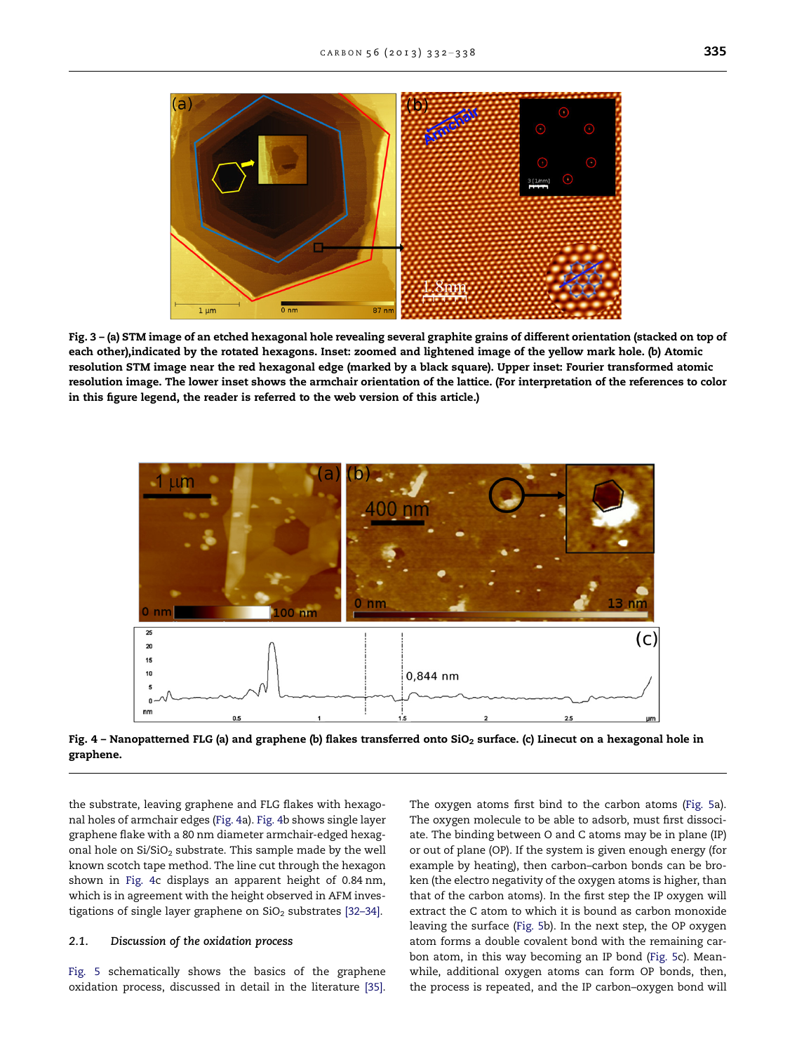Fig. 3 – (a) STM image of an etched hexagonal hole revealing several graphite grains of different orientation (stacked on top of each other),indicated by the rotated hexagons. Inset: zoomed and lightened image of the yellow mark hole. (b) Atomic resolution STM image near the red hexagonal edge (marked by a black square). Upper inset: Fourier transformed atomic resolution image. The lower inset shows the armchair orientation of the lattice. (For interpretation of the references to color in this figure legend, the reader is referred to the web version of this article.)

Fig. 4 – Nanopatterned FLG (a) and graphene (b) flakes transferred onto $SiO_2$ surface. (c) Linecut on a hexagonal hole in graphene.

the substrate, leaving graphene and FLG flakes with hexagonal holes of armchair edges (Fig. 4a). Fig. 4b shows single layer graphene flake with a 80 nm diameter armchair-edged hexagonal hole on $Si/SiO_2$ substrate. This sample made by the well known scotch tape method. The line cut through the hexagon shown in Fig. 4c displays an apparent height of 0.84 nm, which is in agreement with the height observed in AFM investigations of single layer graphene on $SiO_2$ substrates [32–34].

### 2.1. Discussion of the oxidation process

Fig. 5 schematically shows the basics of the graphene oxidation process, discussed in detail in the literature [35]. The oxygen atoms first bind to the carbon atoms (Fig. 5a). The oxygen molecule to be able to adsorb, must first dissociate. The binding between O and C atoms may be in plane (IP) or out of plane (OP). If the system is given enough energy (for example by heating), then carbon–carbon bonds can be broken (the electro negativity of the oxygen atoms is higher, than that of the carbon atoms). In the first step the IP oxygen will extract the C atom to which it is bound as carbon monoxide leaving the surface (Fig. 5b). In the next step, the OP oxygen atom forms a double covalent bond with the remaining carbon atom, in this way becoming an IP bond (Fig. 5c). Meanwhile, additional oxygen atoms can form OP bonds, then, the process is repeated, and the IP carbon–oxygen bond will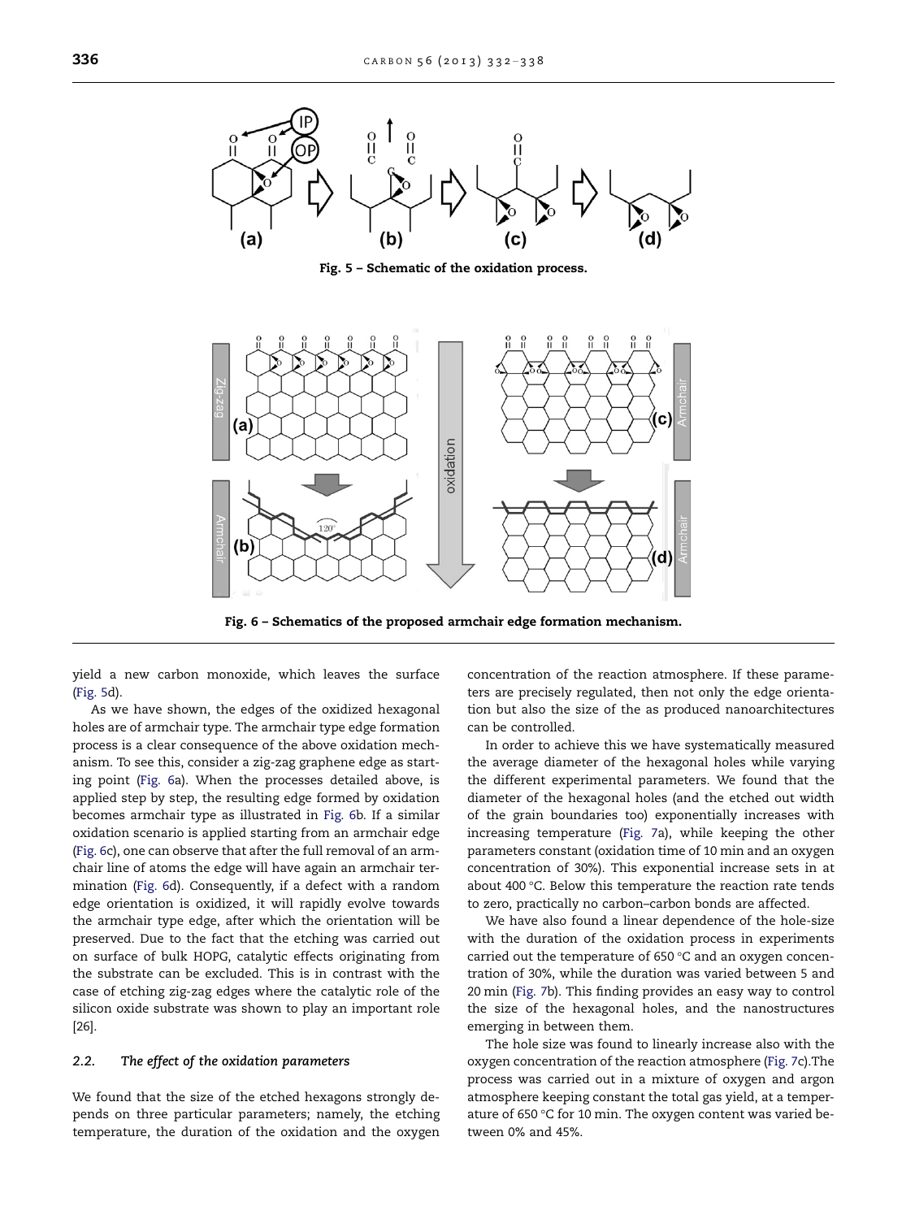Fig. 5 – Schematic of the oxidation process.

Fig. 6 – Schematics of the proposed armchair edge formation mechanism.

yield a new carbon monoxide, which leaves the surface (Fig. 5d).

As we have shown, the edges of the oxidized hexagonal holes are of armchair type. The armchair type edge formation process is a clear consequence of the above oxidation mechanism. To see this, consider a zig-zag graphene edge as starting point (Fig. 6a). When the processes detailed above, is applied step by step, the resulting edge formed by oxidation becomes armchair type as illustrated in Fig. 6b. If a similar oxidation scenario is applied starting from an armchair edge (Fig. 6c), one can observe that after the full removal of an armchair line of atoms the edge will have again an armchair termination (Fig. 6d). Consequently, if a defect with a random edge orientation is oxidized, it will rapidly evolve towards the armchair type edge, after which the orientation will be preserved. Due to the fact that the etching was carried out on surface of bulk HOPG, catalytic effects originating from the substrate can be excluded. This is in contrast with the case of etching zig-zag edges where the catalytic role of the silicon oxide substrate was shown to play an important role [26].

### 2.2. The effect of the oxidation parameters

We found that the size of the etched hexagons strongly depends on three particular parameters; namely, the etching temperature, the duration of the oxidation and the oxygen concentration of the reaction atmosphere. If these parameters are precisely regulated, then not only the edge orientation but also the size of the as produced nanoarchitectures can be controlled.

In order to achieve this we have systematically measured the average diameter of the hexagonal holes while varying the different experimental parameters. We found that the diameter of the hexagonal holes (and the etched out width of the grain boundaries too) exponentially increases with increasing temperature (Fig. 7a), while keeping the other parameters constant (oxidation time of 10 min and an oxygen concentration of 30%). This exponential increase sets in at about 400 °C. Below this temperature the reaction rate tends to zero, practically no carbon–carbon bonds are affected.

We have also found a linear dependence of the hole-size with the duration of the oxidation process in experiments carried out the temperature of 650 °C and an oxygen concentration of 30%, while the duration was varied between 5 and 20 min (Fig. 7b). This finding provides an easy way to control the size of the hexagonal holes, and the nanostructures emerging in between them.

The hole size was found to linearly increase also with the oxygen concentration of the reaction atmosphere (Fig. 7c).The process was carried out in a mixture of oxygen and argon atmosphere keeping constant the total gas yield, at a temperature of 650 °C for 10 min. The oxygen content was varied between 0% and 45%.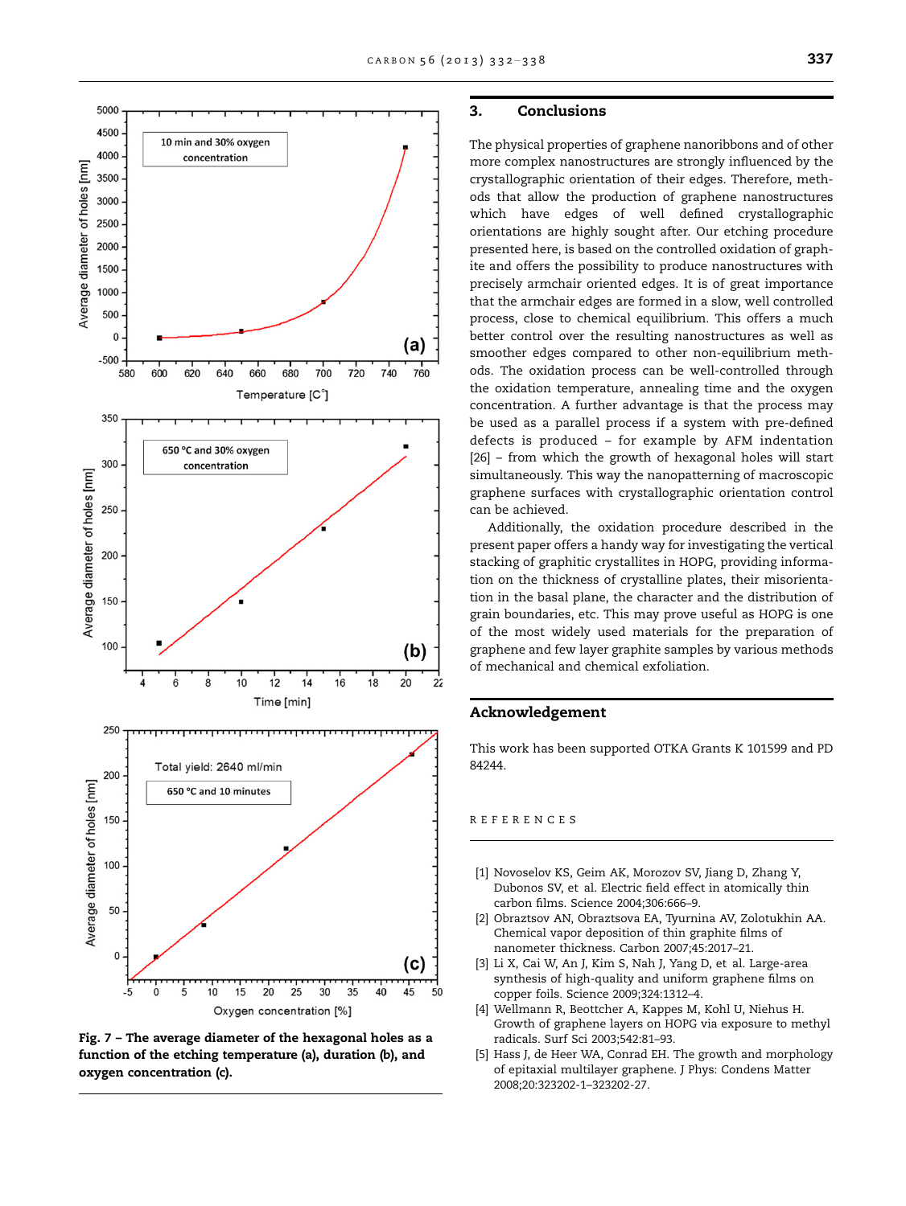Fig. 7 – The average diameter of the hexagonal holes as a function of the etching temperature (a), duration (b), and oxygen concentration (c).

## 3. Conclusions

The physical properties of graphene nanoribbons and of other more complex nanostructures are strongly influenced by the crystallographic orientation of their edges. Therefore, methods that allow the production of graphene nanostructures which have edges of well defined crystallographic orientations are highly sought after. Our etching procedure presented here, is based on the controlled oxidation of graphite and offers the possibility to produce nanostructures with precisely armchair oriented edges. It is of great importance that the armchair edges are formed in a slow, well controlled process, close to chemical equilibrium. This offers a much better control over the resulting nanostructures as well as smoother edges compared to other non-equilibrium methods. The oxidation process can be well-controlled through the oxidation temperature, annealing time and the oxygen concentration. A further advantage is that the process may be used as a parallel process if a system with pre-defined defects is produced – for example by AFM indentation [26] – from which the growth of hexagonal holes will start simultaneously. This way the nanopatterning of macroscopic graphene surfaces with crystallographic orientation control can be achieved.

Additionally, the oxidation procedure described in the present paper offers a handy way for investigating the vertical stacking of graphitic crystallites in HOPG, providing information on the thickness of crystalline plates, their misorientation in the basal plane, the character and the distribution of grain boundaries, etc. This may prove useful as HOPG is one of the most widely used materials for the preparation of graphene and few layer graphite samples by various methods of mechanical and chemical exfoliation.

## Acknowledgement

This work has been supported OTKA Grants K 101599 and PD 84244.

## REFERENCES

[1] Novoselov KS, Geim AK, Morozov SV, Jiang D, Zhang Y, Dubonos SV, et al. Electric field effect in atomically thin carbon films. Science 2004;306:666–9.

[2] Obraztsov AN, Obraztsova EA, Tyurnina AV, Zolotukhin AA. Chemical vapor deposition of thin graphite films of nanometer thickness. Carbon 2007;45:2017–21.

[3] Li X, Cai W, An J, Kim S, Nah J, Yang D, et al. Large-area synthesis of high-quality and uniform graphene films on copper foils. Science 2009;324:1312–4.

[4] Wellmann R, Beottcher A, Kappes M, Kohl U, Niehus H. Growth of graphene layers on HOPG via exposure to methyl radicals. Surf Sci 2003;542:81–93.

[5] Hass J, de Heer WA, Conrad EH. The growth and morphology of epitaxial multilayer graphene. J Phys: Condens Matter 2008;20:323202-1–323202-27.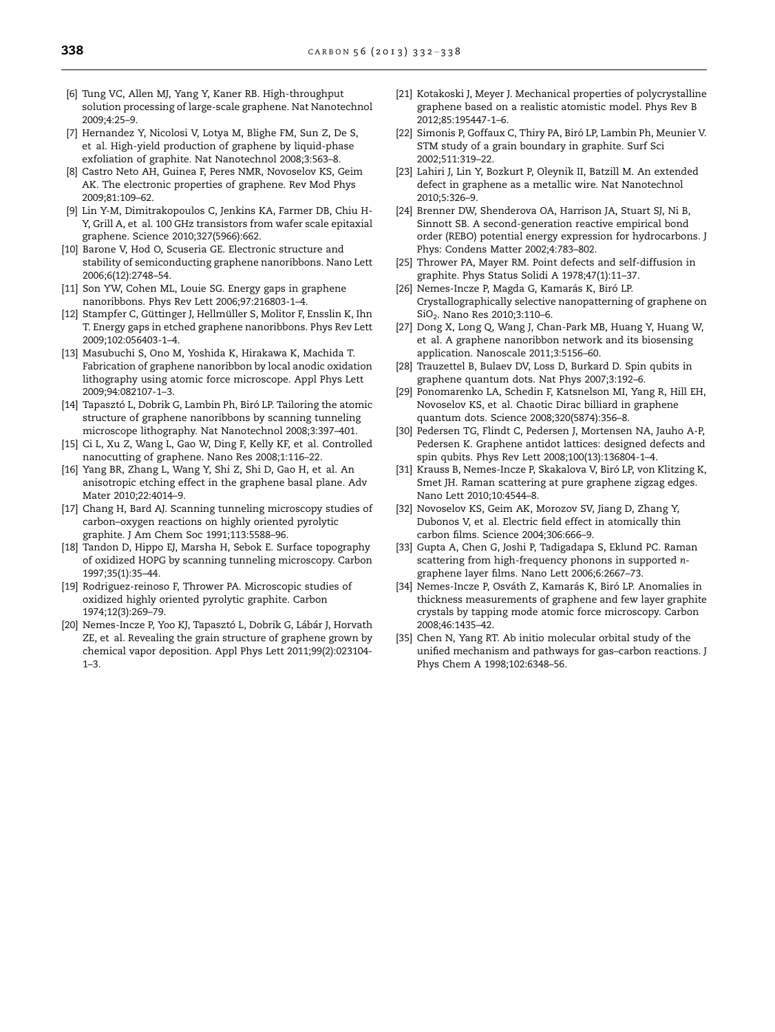[6] Tung VC, Allen MJ, Yang Y, Kaner RB. High-throughput solution processing of large-scale graphene. Nat Nanotechnol 2009;4:25–9.

[7] Hernandez Y, Nicolosi V, Lotya M, Blighe FM, Sun Z, De S, et al. High-yield production of graphene by liquid-phase exfoliation of graphite. Nat Nanotechnol 2008;3:563–8.

[8] Castro Neto AH, Guinea F, Peres NMR, Novoselov KS, Geim AK. The electronic properties of graphene. Rev Mod Phys 2009;81:109–62.

[9] Lin Y-M, Dimitrakopoulos C, Jenkins KA, Farmer DB, Chiu H-Y, Grill A, et al. 100 GHz transistors from wafer scale epitaxial graphene. Science 2010;327(5966):662.

[10] Barone V, Hod O, Scuseria GE. Electronic structure and stability of semiconducting graphene nanoribbons. Nano Lett 2006;6(12):2748–54.

[11] Son YW, Cohen ML, Louie SG. Energy gaps in graphene nanoribbons. Phys Rev Lett 2006;97:216803-1–4.

[12] Stampfer C, Güttinger J, Hellmüller S, Molitor F, Ensslin K, Ihn T. Energy gaps in etched graphene nanoribbons. Phys Rev Lett 2009;102:056403-1–4.

[13] Masubuchi S, Ono M, Yoshida K, Hirakawa K, Machida T. Fabrication of graphene nanoribbon by local anodic oxidation lithography using atomic force microscope. Appl Phys Lett 2009;94:082107-1–3.

[14] Tapasztó L, Dobrik G, Lambin Ph, Biró LP. Tailoring the atomic structure of graphene nanoribbons by scanning tunneling microscope lithography. Nat Nanotechnol 2008;3:397–401.

[15] Ci L, Xu Z, Wang L, Gao W, Ding F, Kelly KF, et al. Controlled nanocutting of graphene. Nano Res 2008;1:116–22.

[16] Yang BR, Zhang L, Wang Y, Shi Z, Shi D, Gao H, et al. An anisotropic etching effect in the graphene basal plane. Adv Mater 2010;22:4014–9.

[17] Chang H, Bard AJ. Scanning tunneling microscopy studies of carbon–oxygen reactions on highly oriented pyrolytic graphite. J Am Chem Soc 1991;113:5588–96.

[18] Tandon D, Hippo EJ, Marsha H, Sebok E. Surface topography of oxidized HOPG by scanning tunneling microscopy. Carbon 1997;35(1):35–44.

[19] Rodriguez-reinoso F, Thrower PA. Microscopic studies of oxidized highly oriented pyrolytic graphite. Carbon 1974;12(3):269–79.

[20] Nemes-Incze P, Yoo KJ, Tapasztó L, Dobrik G, Lábár J, Horvath ZE, et al. Revealing the grain structure of graphene grown by chemical vapor deposition. Appl Phys Lett 2011;99(2):023104-1–3.

[21] Kotakoski J, Meyer J. Mechanical properties of polycrystalline graphene based on a realistic atomistic model. Phys Rev B 2012;85:195447-1–6.

[22] Simonis P, Goffaux C, Thiry PA, Biró LP, Lambin Ph, Meunier V. STM study of a grain boundary in graphite. Surf Sci 2002;511:319–22.

[23] Lahiri J, Lin Y, Bozkurt P, Oleynik II, Batzill M. An extended defect in graphene as a metallic wire. Nat Nanotechnol 2010;5:326–9.

[24] Brenner DW, Shenderova OA, Harrison JA, Stuart SJ, Ni B, Sinnott SB. A second-generation reactive empirical bond order (REBO) potential energy expression for hydrocarbons. J Phys: Condens Matter 2002;4:783–802.

[25] Thrower PA, Mayer RM. Point defects and self-diffusion in graphite. Phys Status Solidi A 1978;47(1):11–37.

[26] Nemes-Incze P, Magda G, Kamarás K, Biró LP. Crystallographically selective nanopatterning of graphene on $SiO_2$. Nano Res 2010;3:110–6.

[27] Dong X, Long Q, Wang J, Chan-Park MB, Huang Y, Huang W, et al. A graphene nanoribbon network and its biosensing application. Nanoscale 2011;3:5156–60.

[28] Trauzettel B, Bulaev DV, Loss D, Burkard D. Spin qubits in graphene quantum dots. Nat Phys 2007;3:192–6.

[29] Ponomarenko LA, Schedin F, Katsnelson MI, Yang R, Hill EH, Novoselov KS, et al. Chaotic Dirac billiard in graphene quantum dots. Science 2008;320(5874):356–8.

[30] Pedersen TG, Flindt C, Pedersen J, Mortensen NA, Jauho A-P, Pedersen K. Graphene antidot lattices: designed defects and spin qubits. Phys Rev Lett 2008;100(13):136804-1–4.

[31] Krauss B, Nemes-Incze P, Skakalova V, Biró LP, von Klitzing K, Smet JH. Raman scattering at pure graphene zigzag edges. Nano Lett 2010;10:4544–8.

[32] Novoselov KS, Geim AK, Morozov SV, Jiang D, Zhang Y, Dubonos V, et al. Electric field effect in atomically thin carbon films. Science 2004;306:666–9.

[33] Gupta A, Chen G, Joshi P, Tadigadapa S, Eklund PC. Raman scattering from high-frequency phonons in supported *n*-graphene layer films. Nano Lett 2006;6:2667–73.

[34] Nemes-Incze P, Osváth Z, Kamarás K, Biró LP. Anomalies in thickness measurements of graphene and few layer graphite crystals by tapping mode atomic force microscopy. Carbon 2008;46:1435–42.

[35] Chen N, Yang RT. Ab initio molecular orbital study of the unified mechanism and pathways for gas–carbon reactions. J Phys Chem A 1998;102:6348–56.